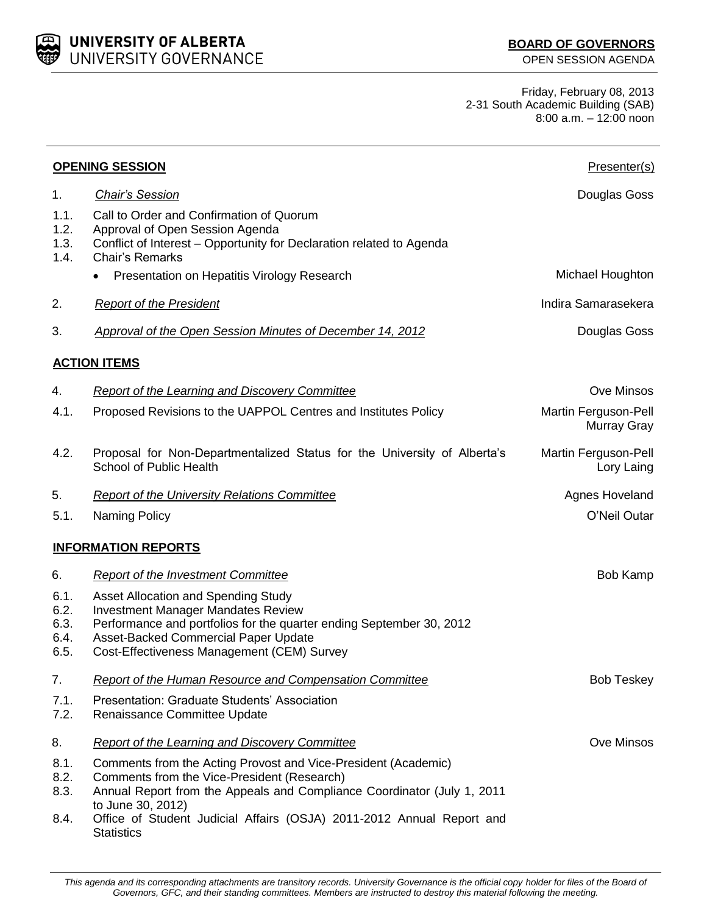**UNIVERSITY OF ALBERTA**
UNIVERSITY GOVERNANCE

**BOARD OF GOVERNORS**
OPEN SESSION AGENDA

Friday, February 08, 2013
2-31 South Academic Building (SAB)
8:00 a.m. – 12:00 noon

| | **OPENING SESSION** | Presenter(s) |
|---|---|---|
| 1. | *Chair's Session* | Douglas Goss |
| 1.1. | Call to Order and Confirmation of Quorum | |
| 1.2. | Approval of Open Session Agenda | |
| 1.3. | Conflict of Interest – Opportunity for Declaration related to Agenda | |
| 1.4. | Chair's Remarks | |
| | • Presentation on Hepatitis Virology Research | Michael Houghton |
| 2. | *Report of the President* | Indira Samarasekera |
| 3. | *Approval of the Open Session Minutes of December 14, 2012* | Douglas Goss |
| | **ACTION ITEMS** | |
| 4. | *Report of the Learning and Discovery Committee* | Ove Minsos |
| 4.1. | Proposed Revisions to the UAPPOL Centres and Institutes Policy | Martin Ferguson-Pell<br>Murray Gray |
| 4.2. | Proposal for Non-Departmentalized Status for the University of Alberta's School of Public Health | Martin Ferguson-Pell<br>Lory Laing |
| 5. | *Report of the University Relations Committee* | Agnes Hoveland |
| 5.1. | Naming Policy | O'Neil Outar |
| | **INFORMATION REPORTS** | |
| 6. | *Report of the Investment Committee* | Bob Kamp |
| 6.1. | Asset Allocation and Spending Study | |
| 6.2. | Investment Manager Mandates Review | |
| 6.3. | Performance and portfolios for the quarter ending September 30, 2012 | |
| 6.4. | Asset-Backed Commercial Paper Update | |
| 6.5. | Cost-Effectiveness Management (CEM) Survey | |
| 7. | *Report of the Human Resource and Compensation Committee* | Bob Teskey |
| 7.1. | Presentation: Graduate Students' Association | |
| 7.2. | Renaissance Committee Update | |
| 8. | *Report of the Learning and Discovery Committee* | Ove Minsos |
| 8.1. | Comments from the Acting Provost and Vice-President (Academic) | |
| 8.2. | Comments from the Vice-President (Research) | |
| 8.3. | Annual Report from the Appeals and Compliance Coordinator (July 1, 2011 to June 30, 2012) | |
| 8.4. | Office of Student Judicial Affairs (OSJA) 2011-2012 Annual Report and Statistics | |

*This agenda and its corresponding attachments are transitory records. University Governance is the official copy holder for files of the Board of Governors, GFC, and their standing committees. Members are instructed to destroy this material following the meeting.*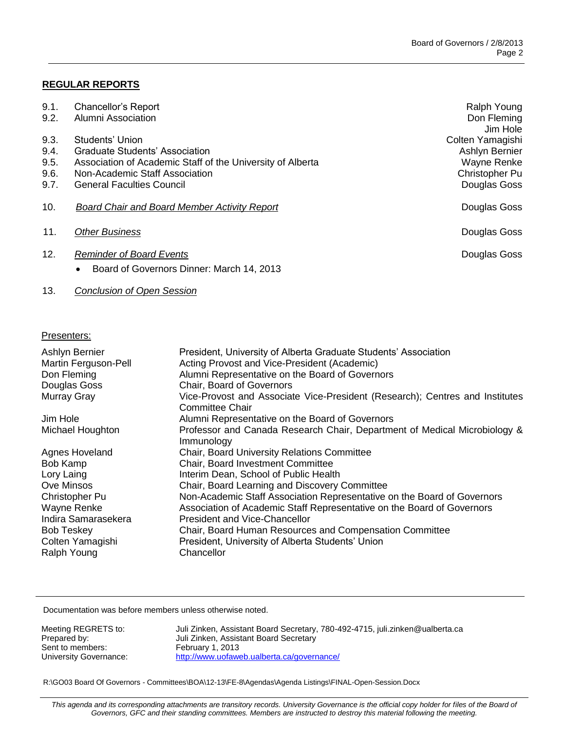## REGULAR REPORTS

| | | |
|---|---|---|
| 9.1. | Chancellor's Report | Ralph Young |
| 9.2. | Alumni Association | Don Fleming<br>Jim Hole |
| 9.3. | Students' Union | Colten Yamagishi |
| 9.4. | Graduate Students' Association | Ashlyn Bernier |
| 9.5. | Association of Academic Staff of the University of Alberta | Wayne Renke |
| 9.6. | Non-Academic Staff Association | Christopher Pu |
| 9.7. | General Faculties Council | Douglas Goss |
| 10. | *Board Chair and Board Member Activity Report* | Douglas Goss |
| 11. | *Other Business* | Douglas Goss |
| 12. | *Reminder of Board Events* | Douglas Goss |

- Board of Governors Dinner: March 14, 2013

13. *Conclusion of Open Session*

Presenters:

| | |
|---|---|
| Ashlyn Bernier | President, University of Alberta Graduate Students' Association |
| Martin Ferguson-Pell | Acting Provost and Vice-President (Academic) |
| Don Fleming | Alumni Representative on the Board of Governors |
| Douglas Goss | Chair, Board of Governors |
| Murray Gray | Vice-Provost and Associate Vice-President (Research); Centres and Institutes Committee Chair |
| Jim Hole | Alumni Representative on the Board of Governors |
| Michael Houghton | Professor and Canada Research Chair, Department of Medical Microbiology & Immunology |
| Agnes Hoveland | Chair, Board University Relations Committee |
| Bob Kamp | Chair, Board Investment Committee |
| Lory Laing | Interim Dean, School of Public Health |
| Ove Minsos | Chair, Board Learning and Discovery Committee |
| Christopher Pu | Non-Academic Staff Association Representative on the Board of Governors |
| Wayne Renke | Association of Academic Staff Representative on the Board of Governors |
| Indira Samarasekera | President and Vice-Chancellor |
| Bob Teskey | Chair, Board Human Resources and Compensation Committee |
| Colten Yamagishi | President, University of Alberta Students' Union |
| Ralph Young | Chancellor |

Documentation was before members unless otherwise noted.

| | |
|---|---|
| Meeting REGRETS to: | Juli Zinken, Assistant Board Secretary, 780-492-4715, juli.zinken@ualberta.ca |
| Prepared by: | Juli Zinken, Assistant Board Secretary |
| Sent to members: | February 1, 2013 |
| University Governance: | http://www.uofaweb.ualberta.ca/governance/ |

R:\GO03 Board Of Governors - Committees\BOA\12-13\FE-8\Agendas\Agenda Listings\FINAL-Open-Session.Docx

*This agenda and its corresponding attachments are transitory records. University Governance is the official copy holder for files of the Board of Governors, GFC and their standing committees. Members are instructed to destroy this material following the meeting.*